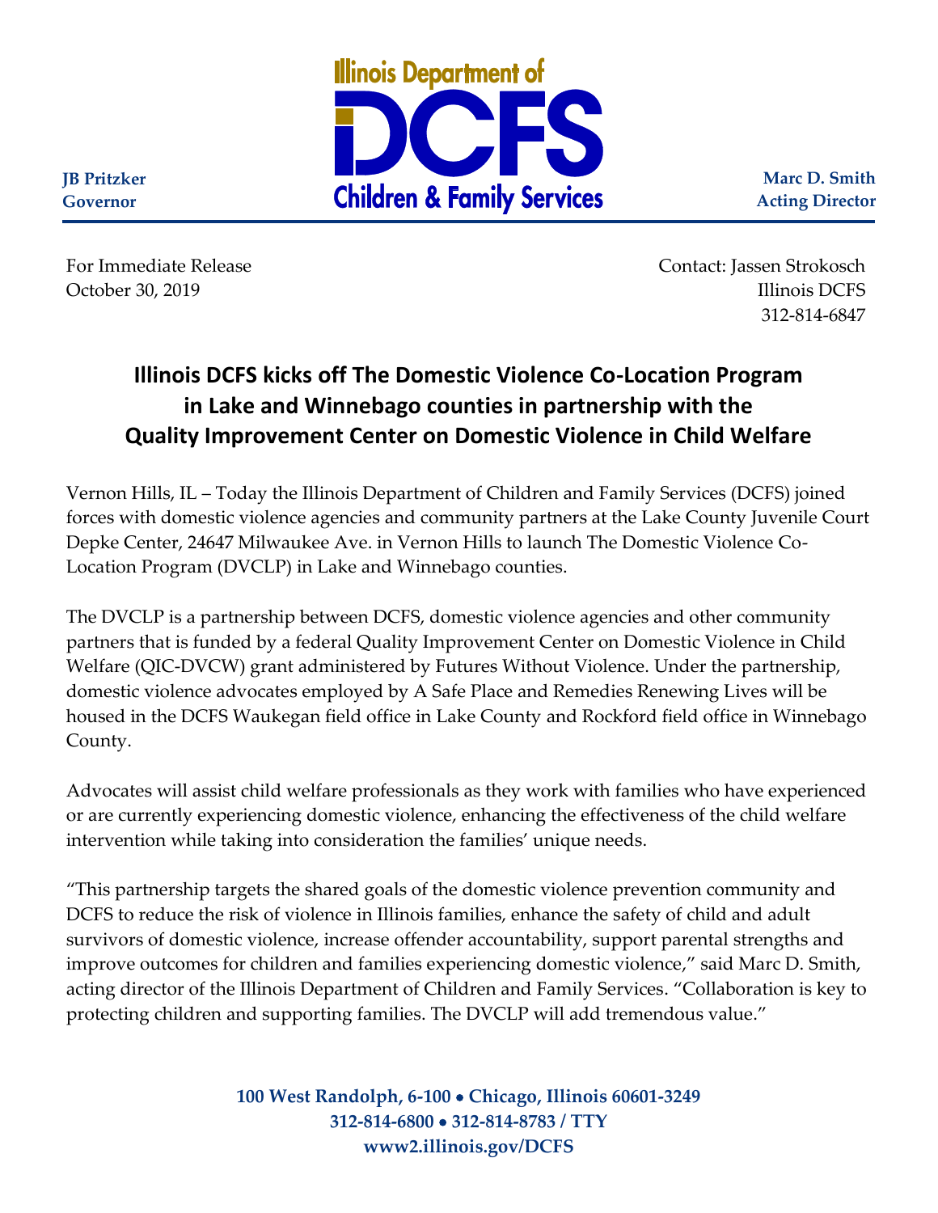Illinois Department of DCFS Children & Family Services

**JB Pritzker**
**Governor**

**Marc D. Smith**
**Acting Director**

For Immediate Release
October 30, 2019

Contact: Jassen Strokosch
Illinois DCFS
312-814-6847

## Illinois DCFS kicks off The Domestic Violence Co-Location Program in Lake and Winnebago counties in partnership with the Quality Improvement Center on Domestic Violence in Child Welfare

Vernon Hills, IL – Today the Illinois Department of Children and Family Services (DCFS) joined forces with domestic violence agencies and community partners at the Lake County Juvenile Court Depke Center, 24647 Milwaukee Ave. in Vernon Hills to launch The Domestic Violence Co-Location Program (DVCLP) in Lake and Winnebago counties.

The DVCLP is a partnership between DCFS, domestic violence agencies and other community partners that is funded by a federal Quality Improvement Center on Domestic Violence in Child Welfare (QIC-DVCW) grant administered by Futures Without Violence. Under the partnership, domestic violence advocates employed by A Safe Place and Remedies Renewing Lives will be housed in the DCFS Waukegan field office in Lake County and Rockford field office in Winnebago County.

Advocates will assist child welfare professionals as they work with families who have experienced or are currently experiencing domestic violence, enhancing the effectiveness of the child welfare intervention while taking into consideration the families' unique needs.

"This partnership targets the shared goals of the domestic violence prevention community and DCFS to reduce the risk of violence in Illinois families, enhance the safety of child and adult survivors of domestic violence, increase offender accountability, support parental strengths and improve outcomes for children and families experiencing domestic violence," said Marc D. Smith, acting director of the Illinois Department of Children and Family Services. "Collaboration is key to protecting children and supporting families. The DVCLP will add tremendous value."

**100 West Randolph, 6-100 • Chicago, Illinois 60601-3249**
**312-814-6800 • 312-814-8783 / TTY**
**www2.illinois.gov/DCFS**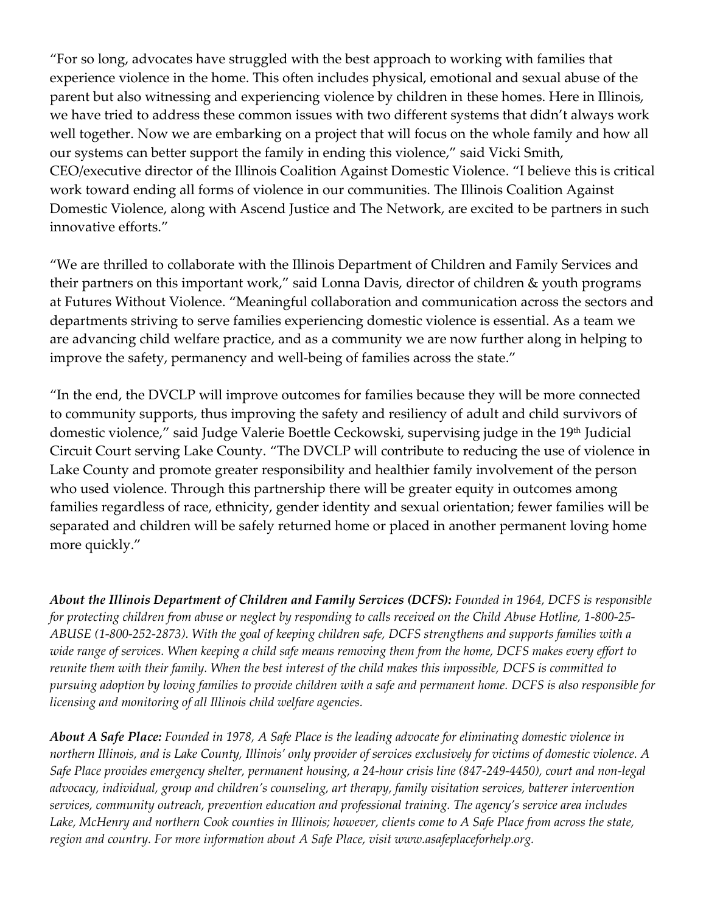"For so long, advocates have struggled with the best approach to working with families that experience violence in the home. This often includes physical, emotional and sexual abuse of the parent but also witnessing and experiencing violence by children in these homes. Here in Illinois, we have tried to address these common issues with two different systems that didn't always work well together. Now we are embarking on a project that will focus on the whole family and how all our systems can better support the family in ending this violence," said Vicki Smith, CEO/executive director of the Illinois Coalition Against Domestic Violence. "I believe this is critical work toward ending all forms of violence in our communities. The Illinois Coalition Against Domestic Violence, along with Ascend Justice and The Network, are excited to be partners in such innovative efforts."

"We are thrilled to collaborate with the Illinois Department of Children and Family Services and their partners on this important work," said Lonna Davis, director of children & youth programs at Futures Without Violence. "Meaningful collaboration and communication across the sectors and departments striving to serve families experiencing domestic violence is essential. As a team we are advancing child welfare practice, and as a community we are now further along in helping to improve the safety, permanency and well-being of families across the state."

"In the end, the DVCLP will improve outcomes for families because they will be more connected to community supports, thus improving the safety and resiliency of adult and child survivors of domestic violence," said Judge Valerie Boettle Ceckowski, supervising judge in the 19th Judicial Circuit Court serving Lake County. "The DVCLP will contribute to reducing the use of violence in Lake County and promote greater responsibility and healthier family involvement of the person who used violence. Through this partnership there will be greater equity in outcomes among families regardless of race, ethnicity, gender identity and sexual orientation; fewer families will be separated and children will be safely returned home or placed in another permanent loving home more quickly."

***About the Illinois Department of Children and Family Services (DCFS):*** *Founded in 1964, DCFS is responsible for protecting children from abuse or neglect by responding to calls received on the Child Abuse Hotline, 1-800-25-ABUSE (1-800-252-2873). With the goal of keeping children safe, DCFS strengthens and supports families with a wide range of services. When keeping a child safe means removing them from the home, DCFS makes every effort to reunite them with their family. When the best interest of the child makes this impossible, DCFS is committed to pursuing adoption by loving families to provide children with a safe and permanent home. DCFS is also responsible for licensing and monitoring of all Illinois child welfare agencies.*

***About A Safe Place:*** *Founded in 1978, A Safe Place is the leading advocate for eliminating domestic violence in northern Illinois, and is Lake County, Illinois' only provider of services exclusively for victims of domestic violence. A Safe Place provides emergency shelter, permanent housing, a 24-hour crisis line (847-249-4450), court and non-legal advocacy, individual, group and children's counseling, art therapy, family visitation services, batterer intervention services, community outreach, prevention education and professional training. The agency's service area includes Lake, McHenry and northern Cook counties in Illinois; however, clients come to A Safe Place from across the state, region and country. For more information about A Safe Place, visit www.asafeplaceforhelp.org.*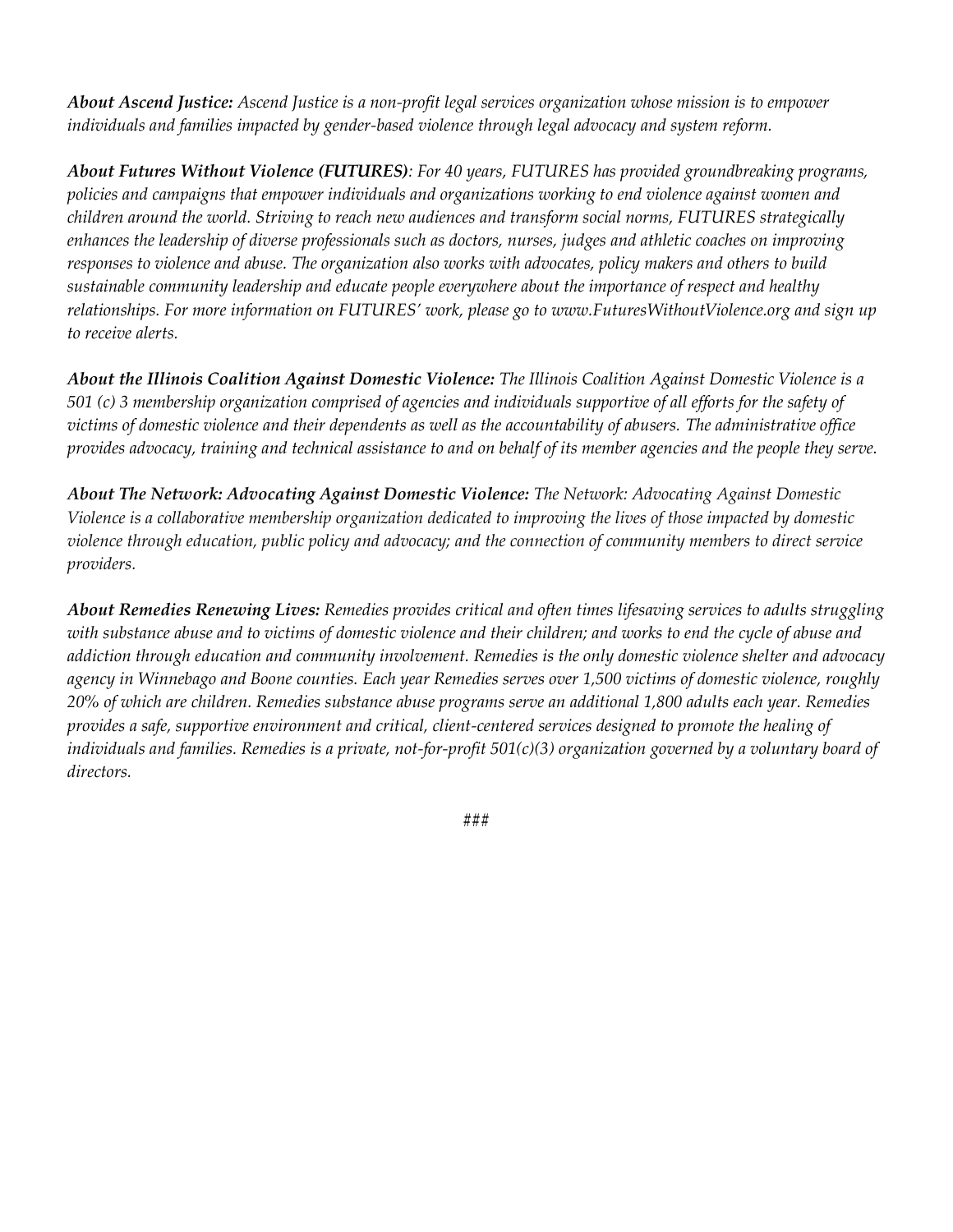***About Ascend Justice:*** *Ascend Justice is a non-profit legal services organization whose mission is to empower individuals and families impacted by gender-based violence through legal advocacy and system reform.*

***About Futures Without Violence (FUTURES)****: For 40 years, FUTURES has provided groundbreaking programs, policies and campaigns that empower individuals and organizations working to end violence against women and children around the world. Striving to reach new audiences and transform social norms, FUTURES strategically enhances the leadership of diverse professionals such as doctors, nurses, judges and athletic coaches on improving responses to violence and abuse. The organization also works with advocates, policy makers and others to build sustainable community leadership and educate people everywhere about the importance of respect and healthy relationships. For more information on FUTURES' work, please go to www.FuturesWithoutViolence.org and sign up to receive alerts.*

***About the Illinois Coalition Against Domestic Violence:*** *The Illinois Coalition Against Domestic Violence is a 501 (c) 3 membership organization comprised of agencies and individuals supportive of all efforts for the safety of victims of domestic violence and their dependents as well as the accountability of abusers. The administrative office provides advocacy, training and technical assistance to and on behalf of its member agencies and the people they serve.*

***About The Network: Advocating Against Domestic Violence:*** *The Network: Advocating Against Domestic Violence is a collaborative membership organization dedicated to improving the lives of those impacted by domestic violence through education, public policy and advocacy; and the connection of community members to direct service providers.*

***About Remedies Renewing Lives:*** *Remedies provides critical and often times lifesaving services to adults struggling with substance abuse and to victims of domestic violence and their children; and works to end the cycle of abuse and addiction through education and community involvement. Remedies is the only domestic violence shelter and advocacy agency in Winnebago and Boone counties. Each year Remedies serves over 1,500 victims of domestic violence, roughly 20% of which are children. Remedies substance abuse programs serve an additional 1,800 adults each year. Remedies provides a safe, supportive environment and critical, client-centered services designed to promote the healing of individuals and families. Remedies is a private, not-for-profit 501(c)(3) organization governed by a voluntary board of directors.*

###